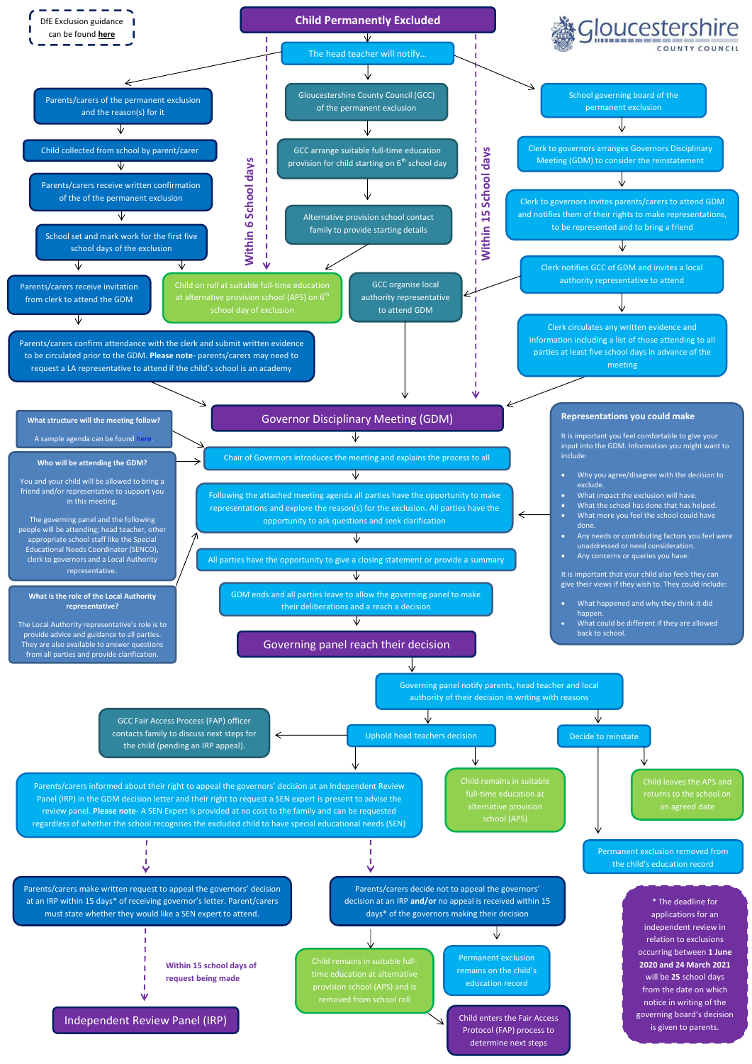DfE Exclusion guidance can be found here

# Child Permanently Excluded

The head teacher will notify...

**Within 6 School days**

**Within 15 School days**

## Parents/carers

- Parents/carers of the permanent exclusion and the reason(s) for it
- Child collected from school by parent/carer
- Parents/carers receive written confirmation of the of the permanent exclusion
- School set and mark work for the first five school days of the exclusion
- Parents/carers receive invitation from clerk to attend the GDM
- Parents/carers confirm attendance with the clerk and submit written evidence to be circulated prior to the GDM. **Please note**- parents/carers may need to request a LA representative to attend if the child's school is an academy

## Gloucestershire County Council (GCC)

- Gloucestershire County Council (GCC) of the permanent exclusion
- GCC arrange suitable full-time education provision for child starting on 6th school day
- Alternative provision school contact family to provide starting details
- Child on roll at suitable full-time education at alternative provision school (APS) on 6th school day of exclusion
- GCC organise local authority representative to attend GDM

## School governing board

- School governing board of the permanent exclusion
- Clerk to governors arranges Governors Disciplinary Meeting (GDM) to consider the reinstatement
- Clerk to governors invites parents/carers to attend GDM and notifies them of their rights to make representations, to be represented and to bring a friend
- Clerk notifies GCC of GDM and invites a local authority representative to attend
- Clerk circulates any written evidence and information including a list of those attending to all parties at least five school days in advance of the meeting

# Governor Disciplinary Meeting (GDM)

**What structure will the meeting follow?**

A sample agenda can be found here.

**Who will be attending the GDM?**

You and your child will be allowed to bring a friend and/or representative to support you in this meeting.

The governing panel and the following people will be attending; head teacher, other appropriate school staff like the Special Educational Needs Coordinator (SENCO), clerk to governors and a Local Authority representative.

**What is the role of the Local Authority representative?**

The Local Authority representative's role is to provide advice and guidance to all parties. They are also available to answer questions from all parties and provide clarification.

- Chair of Governors introduces the meeting and explains the process to all
- Following the attached meeting agenda all parties have the opportunity to make representations and explore the reason(s) for the exclusion. All parties have the opportunity to ask questions and seek clarification
- All parties have the opportunity to give a closing statement or provide a summary
- GDM ends and all parties leave to allow the governing panel to make their deliberations and a reach a decision

**Representations you could make**

It is important you feel comfortable to give your input into the GDM. Information you might want to include:

- Why you agree/disagree with the decision to exclude.
- What impact the exclusion will have.
- What the school has done that has helped.
- What more you feel the school could have done.
- Any needs or contributing factors you feel were unaddressed or need consideration.
- Any concerns or queries you have.

It is important that your child also feels they can give their views if they wish to. They could include:

- What happened and why they think it did happen.
- What could be different if they are allowed back to school.

# Governing panel reach their decision

Governing panel notify parents, head teacher and local authority of their decision in writing with reasons

## Uphold head teachers decision

- GCC Fair Access Process (FAP) officer contacts family to discuss next steps for the child (pending an IRP appeal).
- Child remains in suitable full-time education at alternative provision school (APS)
- Parents/carers informed about their right to appeal the governors' decision at an Independent Review Panel (IRP) in the GDM decision letter and their right to request a SEN expert is present to advise the review panel. **Please note**- A SEN Expert is provided at no cost to the family and can be requested regardless of whether the school recognises the excluded child to have special educational needs (SEN)
  - Parents/carers make written request to appeal the governors' decision at an IRP within 15 days* of receiving governor's letter. Parent/carers must state whether they would like a SEN expert to attend.
    - **Within 15 school days of request being made**
    - **Independent Review Panel (IRP)**
  - Parents/carers decide not to appeal the governors' decision at an IRP **and/or** no appeal is received within 15 days* of the governors making their decision
    - Child remains in suitable full-time education at alternative provision school (APS) and is removed from school roll
    - Permanent exclusion remains on the child's education record
    - Child enters the Fair Access Protocol (FAP) process to determine next steps

## Decide to reinstate

- Child leaves the APS and returns to the school on an agreed date
- Permanent exclusion removed from the child's education record

\* The deadline for applications for an independent review in relation to exclusions occurring between **1 June 2020 and 24 March 2021** will be **25** school days from the date on which notice in writing of the governing board's decision is given to parents.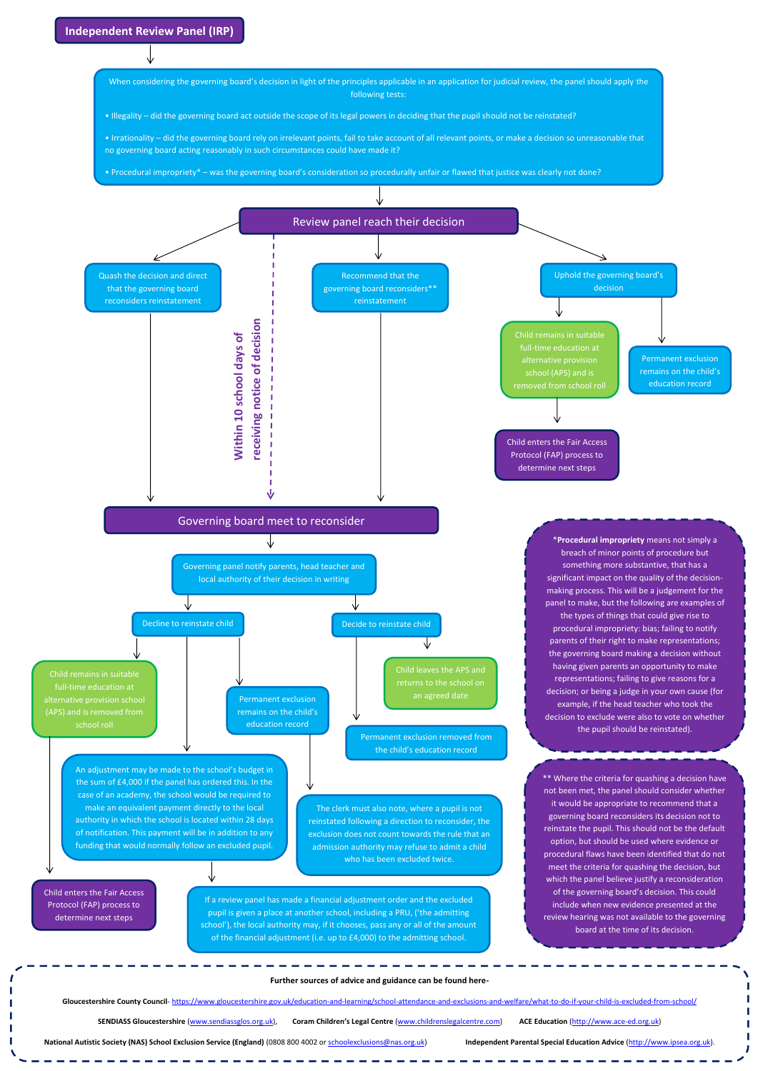# Independent Review Panel (IRP)

When considering the governing board's decision in light of the principles applicable in an application for judicial review, the panel should apply the following tests:

- Illegality – did the governing board act outside the scope of its legal powers in deciding that the pupil should not be reinstated?
- Irrationality – did the governing board rely on irrelevant points, fail to take account of all relevant points, or make a decision so unreasonable that no governing board acting reasonably in such circumstances could have made it?
- Procedural impropriety* – was the governing board's consideration so procedurally unfair or flawed that justice was clearly not done?

## Review panel reach their decision

- Quash the decision and direct that the governing board reconsiders reinstatement
- Recommend that the governing board reconsiders** reinstatement
- Uphold the governing board's decision
  - Child remains in suitable full-time education at alternative provision school (APS) and is removed from school roll
    - Child enters the Fair Access Protocol (FAP) process to determine next steps
  - Permanent exclusion remains on the child's education record

Within 10 school days of receiving notice of decision

## Governing board meet to reconsider

Governing panel notify parents, head teacher and local authority of their decision in writing

- Decline to reinstate child
  - Child remains in suitable full-time education at alternative provision school (APS) and is removed from school roll
    - Child enters the Fair Access Protocol (FAP) process to determine next steps
  - An adjustment may be made to the school's budget in the sum of £4,000 if the panel has ordered this. In the case of an academy, the school would be required to make an equivalent payment directly to the local authority in which the school is located within 28 days of notification. This payment will be in addition to any funding that would normally follow an excluded pupil.
    - If a review panel has made a financial adjustment order and the excluded pupil is given a place at another school, including a PRU, ('the admitting school'), the local authority may, if it chooses, pass any or all of the amount of the financial adjustment (i.e. up to £4,000) to the admitting school.
  - Permanent exclusion remains on the child's education record
    - The clerk must also note, where a pupil is not reinstated following a direction to reconsider, the exclusion does not count towards the rule that an admission authority may refuse to admit a child who has been excluded twice.
- Decide to reinstate child
  - Child leaves the APS and returns to the school on an agreed date
  - Permanent exclusion removed from the child's education record

*__Procedural impropriety__ means not simply a breach of minor points of procedure but something more substantive, that has a significant impact on the quality of the decision-making process. This will be a judgement for the panel to make, but the following are examples of the types of things that could give rise to procedural impropriety: bias; failing to notify parents of their right to make representations; the governing board making a decision without having given parents an opportunity to make representations; failing to give reasons for a decision; or being a judge in your own cause (for example, if the head teacher who took the decision to exclude were also to vote on whether the pupil should be reinstated).

** Where the criteria for quashing a decision have not been met, the panel should consider whether it would be appropriate to recommend that a governing board reconsiders its decision not to reinstate the pupil. This should not be the default option, but should be used where evidence or procedural flaws have been identified that do not meet the criteria for quashing the decision, but which the panel believe justify a reconsideration of the governing board's decision. This could include when new evidence presented at the review hearing was not available to the governing board at the time of its decision.

**Further sources of advice and guidance can be found here-**

**Gloucestershire County Council**- https://www.gloucestershire.gov.uk/education-and-learning/school-attendance-and-exclusions-and-welfare/what-to-do-if-your-child-is-excluded-from-school/

**SENDIASS Gloucestershire** (www.sendiassglos.org.uk), **Coram Children's Legal Centre** (www.childrenslegalcentre.com) **ACE Education** (http://www.ace-ed.org.uk)

**National Autistic Society (NAS) School Exclusion Service (England)** (0808 800 4002 or schoolexclusions@nas.org.uk) **Independent Parental Special Education Advice** (http://www.ipsea.org.uk).